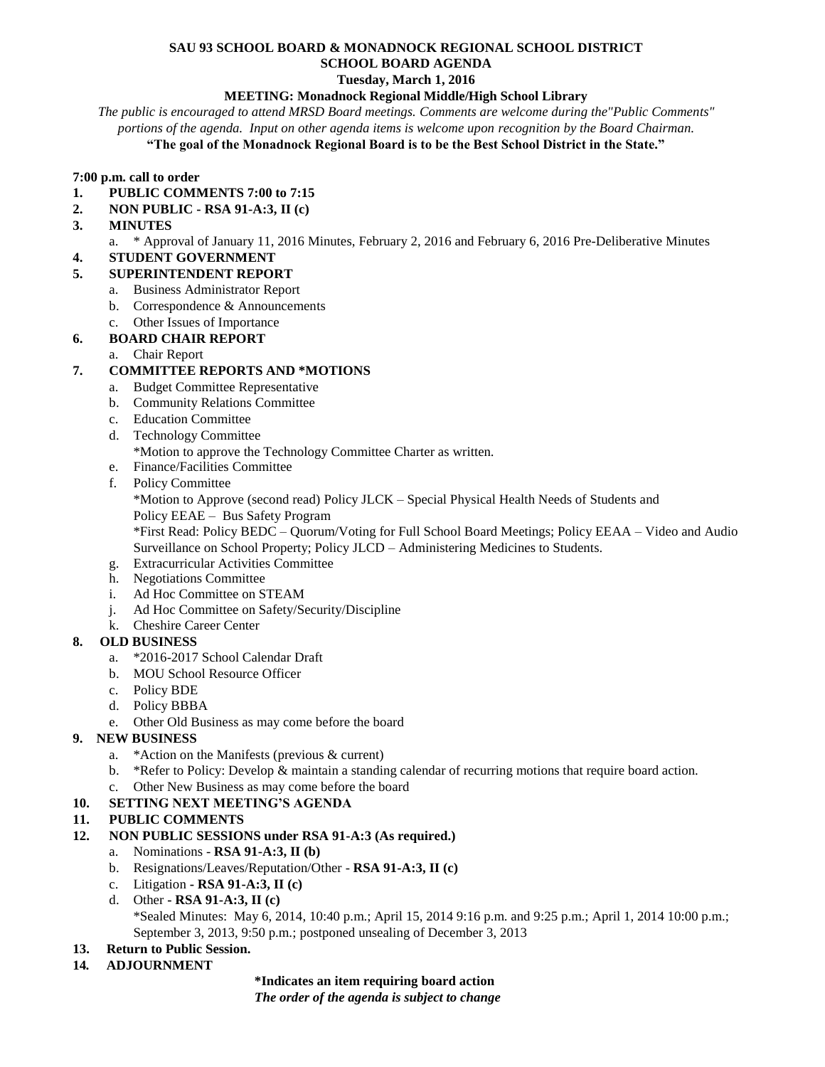**SAU 93 SCHOOL BOARD & MONADNOCK REGIONAL SCHOOL DISTRICT**

**SCHOOL BOARD AGENDA**

**Tuesday, March 1, 2016**

**MEETING: Monadnock Regional Middle/High School Library**

*The public is encouraged to attend MRSD Board meetings. Comments are welcome during the"Public Comments" portions of the agenda. Input on other agenda items is welcome upon recognition by the Board Chairman.*

**"The goal of the Monadnock Regional Board is to be the Best School District in the State."**

**7:00 p.m. call to order**

1. **PUBLIC COMMENTS 7:00 to 7:15**
2. **NON PUBLIC - RSA 91-A:3, II (c)**
3. **MINUTES**
   a. * Approval of January 11, 2016 Minutes, February 2, 2016 and February 6, 2016 Pre-Deliberative Minutes
4. **STUDENT GOVERNMENT**
5. **SUPERINTENDENT REPORT**
   a. Business Administrator Report
   b. Correspondence & Announcements
   c. Other Issues of Importance
6. **BOARD CHAIR REPORT**
   a. Chair Report
7. **COMMITTEE REPORTS AND *MOTIONS**
   a. Budget Committee Representative
   b. Community Relations Committee
   c. Education Committee
   d. Technology Committee
      *Motion to approve the Technology Committee Charter as written.
   e. Finance/Facilities Committee
   f. Policy Committee
      *Motion to Approve (second read) Policy JLCK – Special Physical Health Needs of Students and Policy EEAE – Bus Safety Program
      *First Read: Policy BEDC – Quorum/Voting for Full School Board Meetings; Policy EEAA – Video and Audio Surveillance on School Property; Policy JLCD – Administering Medicines to Students.
   g. Extracurricular Activities Committee
   h. Negotiations Committee
   i. Ad Hoc Committee on STEAM
   j. Ad Hoc Committee on Safety/Security/Discipline
   k. Cheshire Career Center
8. **OLD BUSINESS**
   a. *2016-2017 School Calendar Draft
   b. MOU School Resource Officer
   c. Policy BDE
   d. Policy BBBA
   e. Other Old Business as may come before the board
9. **NEW BUSINESS**
   a. *Action on the Manifests (previous & current)
   b. *Refer to Policy: Develop & maintain a standing calendar of recurring motions that require board action.
   c. Other New Business as may come before the board
10. **SETTING NEXT MEETING'S AGENDA**
11. **PUBLIC COMMENTS**
12. **NON PUBLIC SESSIONS under RSA 91-A:3 (As required.)**
    a. Nominations - **RSA 91-A:3, II (b)**
    b. Resignations/Leaves/Reputation/Other - **RSA 91-A:3, II (c)**
    c. Litigation **- RSA 91-A:3, II (c)**
    d. Other - **RSA 91-A:3, II (c)**
       *Sealed Minutes: May 6, 2014, 10:40 p.m.; April 15, 2014 9:16 p.m. and 9:25 p.m.; April 1, 2014 10:00 p.m.; September 3, 2013, 9:50 p.m.; postponed unsealing of December 3, 2013
13. **Return to Public Session.**
14. **ADJOURNMENT**

**\*Indicates an item requiring board action**

***The order of the agenda is subject to change***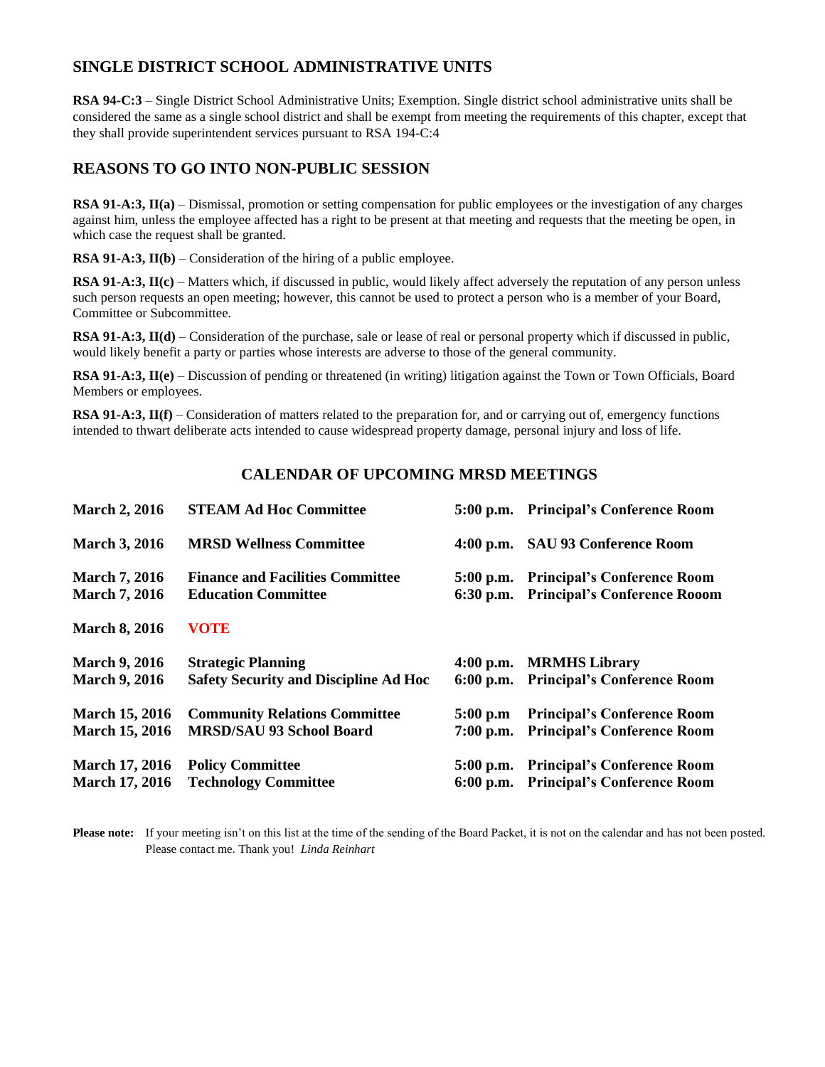## SINGLE DISTRICT SCHOOL ADMINISTRATIVE UNITS

**RSA 94-C:3** – Single District School Administrative Units; Exemption. Single district school administrative units shall be considered the same as a single school district and shall be exempt from meeting the requirements of this chapter, except that they shall provide superintendent services pursuant to RSA 194-C:4

## REASONS TO GO INTO NON-PUBLIC SESSION

**RSA 91-A:3, II(a)** – Dismissal, promotion or setting compensation for public employees or the investigation of any charges against him, unless the employee affected has a right to be present at that meeting and requests that the meeting be open, in which case the request shall be granted.

**RSA 91-A:3, II(b)** – Consideration of the hiring of a public employee.

**RSA 91-A:3, II(c)** – Matters which, if discussed in public, would likely affect adversely the reputation of any person unless such person requests an open meeting; however, this cannot be used to protect a person who is a member of your Board, Committee or Subcommittee.

**RSA 91-A:3, II(d)** – Consideration of the purchase, sale or lease of real or personal property which if discussed in public, would likely benefit a party or parties whose interests are adverse to those of the general community.

**RSA 91-A:3, II(e)** – Discussion of pending or threatened (in writing) litigation against the Town or Town Officials, Board Members or employees.

**RSA 91-A:3, II(f)** – Consideration of matters related to the preparation for, and or carrying out of, emergency functions intended to thwart deliberate acts intended to cause widespread property damage, personal injury and loss of life.

## CALENDAR OF UPCOMING MRSD MEETINGS

| | | | |
|---|---|---|---|
| **March 2, 2016** | **STEAM Ad Hoc Committee** | **5:00 p.m.** | **Principal's Conference Room** |
| **March 3, 2016** | **MRSD Wellness Committee** | **4:00 p.m.** | **SAU 93 Conference Room** |
| **March 7, 2016** | **Finance and Facilities Committee** | **5:00 p.m.** | **Principal's Conference Room** |
| **March 7, 2016** | **Education Committee** | **6:30 p.m.** | **Principal's Conference Rooom** |
| **March 8, 2016** | **VOTE** | | |
| **March 9, 2016** | **Strategic Planning** | **4:00 p.m.** | **MRMHS Library** |
| **March 9, 2016** | **Safety Security and Discipline Ad Hoc** | **6:00 p.m.** | **Principal's Conference Room** |
| **March 15, 2016** | **Community Relations Committee** | **5:00 p.m** | **Principal's Conference Room** |
| **March 15, 2016** | **MRSD/SAU 93 School Board** | **7:00 p.m.** | **Principal's Conference Room** |
| **March 17, 2016** | **Policy Committee** | **5:00 p.m.** | **Principal's Conference Room** |
| **March 17, 2016** | **Technology Committee** | **6:00 p.m.** | **Principal's Conference Room** |

**Please note:** If your meeting isn't on this list at the time of the sending of the Board Packet, it is not on the calendar and has not been posted. Please contact me. Thank you! *Linda Reinhart*